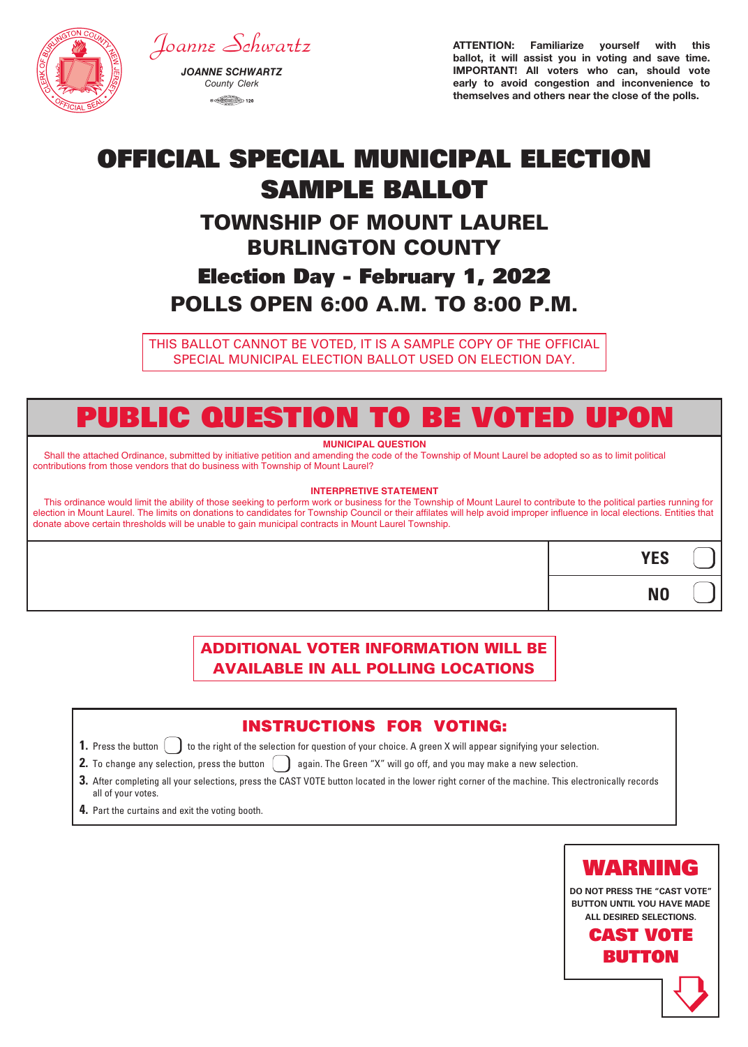Joanne Schwartz

***JOANNE SCHWARTZ***
*County Clerk*

**ATTENTION: Familiarize yourself with this ballot, it will assist you in voting and save time. IMPORTANT! All voters who can, should vote early to avoid congestion and inconvenience to themselves and others near the close of the polls.**

# OFFICIAL SPECIAL MUNICIPAL ELECTION SAMPLE BALLOT

## TOWNSHIP OF MOUNT LAUREL BURLINGTON COUNTY

## Election Day - February 1, 2022

## POLLS OPEN 6:00 A.M. TO 8:00 P.M.

THIS BALLOT CANNOT BE VOTED, IT IS A SAMPLE COPY OF THE OFFICIAL SPECIAL MUNICIPAL ELECTION BALLOT USED ON ELECTION DAY.

# PUBLIC QUESTION TO BE VOTED UPON

**MUNICIPAL QUESTION**

Shall the attached Ordinance, submitted by initiative petition and amending the code of the Township of Mount Laurel be adopted so as to limit political contributions from those vendors that do business with Township of Mount Laurel?

**INTERPRETIVE STATEMENT**

This ordinance would limit the ability of those seeking to perform work or business for the Township of Mount Laurel to contribute to the political parties running for election in Mount Laurel. The limits on donations to candidates for Township Council or their affilates will help avoid improper influence in local elections. Entities that donate above certain thresholds will be unable to gain municipal contracts in Mount Laurel Township.

**YES** ☐

**NO** ☐

**ADDITIONAL VOTER INFORMATION WILL BE AVAILABLE IN ALL POLLING LOCATIONS**

## INSTRUCTIONS FOR VOTING:

1. Press the button ☐ to the right of the selection for question of your choice. A green X will appear signifying your selection.
2. To change any selection, press the button ☐ again. The Green "X" will go off, and you may make a new selection.
3. After completing all your selections, press the CAST VOTE button located in the lower right corner of the machine. This electronically records all of your votes.
4. Part the curtains and exit the voting booth.

**WARNING**

**DO NOT PRESS THE "CAST VOTE" BUTTON UNTIL YOU HAVE MADE ALL DESIRED SELECTIONS.**

**CAST VOTE BUTTON**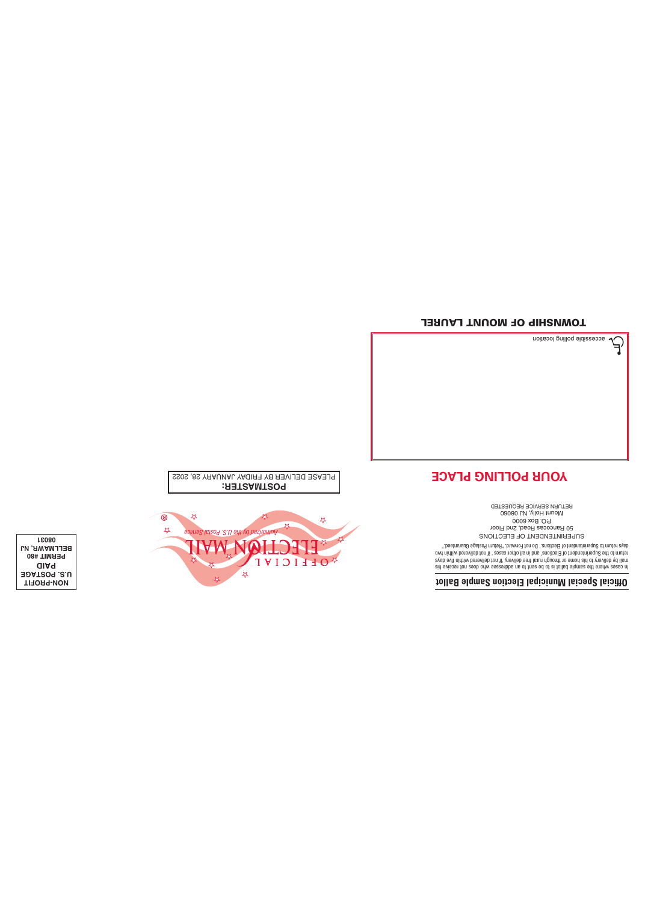**NON-PROFIT**
**U.S. POSTAGE**
**PAID**
**PERMIT #80**
**BELLMAWR, NJ**
**08031**

OFFICIAL ELECTION MAIL ®

*Authorized by the U.S. Postal Service*

**POSTMASTER:**
PLEASE DELIVER BY FRIDAY JANUARY 28, 2022

## Official Special Municipal Election Sample Ballot

In cases where the sample ballot is to be sent to an addressee who does not receive his mail by delivery to his home or through rural free delivery 'if not delivered within five days return to the Superintendent of Elections', and in all other cases ' if not delivered within two days return to Superintendent of Elections,' Do not Forward. "Return Postage Guaranteed."

SUPERINTENDENT OF ELECTIONS
50 Rancocas Road, 2nd Floor
P.O. Box 6000
Mount Holly, NJ 08060
RETURN SERVICE REQUESTED

## YOUR POLLING PLACE

accessible polling location

## TOWNSHIP OF MOUNT LAUREL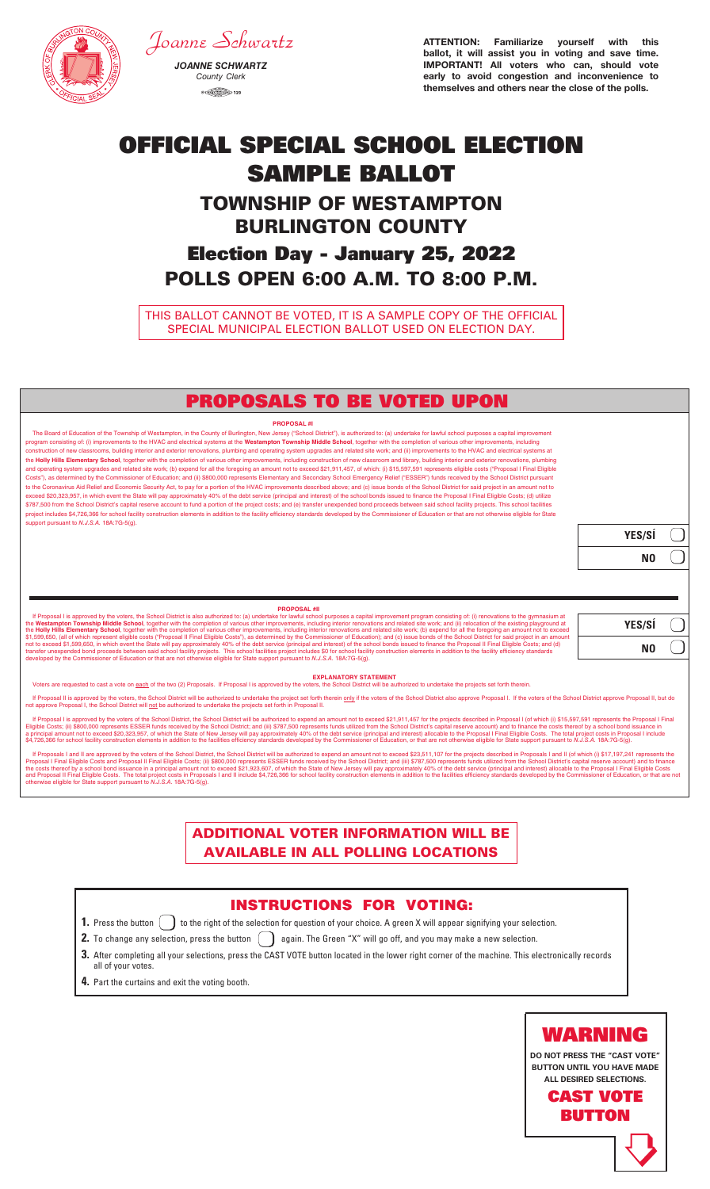*Joanne Schwartz*

***JOANNE SCHWARTZ***
*County Clerk*

**ATTENTION: Familiarize yourself with this ballot, it will assist you in voting and save time. IMPORTANT! All voters who can, should vote early to avoid congestion and inconvenience to themselves and others near the close of the polls.**

# OFFICIAL SPECIAL SCHOOL ELECTION SAMPLE BALLOT

## TOWNSHIP OF WESTAMPTON BURLINGTON COUNTY

## Election Day - January 25, 2022

## POLLS OPEN 6:00 A.M. TO 8:00 P.M.

THIS BALLOT CANNOT BE VOTED, IT IS A SAMPLE COPY OF THE OFFICIAL SPECIAL MUNICIPAL ELECTION BALLOT USED ON ELECTION DAY.

## PROPOSALS TO BE VOTED UPON

**PROPOSAL #I**

The Board of Education of the Township of Westampton, in the County of Burlington, New Jersey ("School District"), is authorized to: (a) undertake for lawful school purposes a capital improvement program consisting of: (i) improvements to the HVAC and electrical systems at the **Westampton Township Middle School**, together with the completion of various other improvements, including construction of new classrooms, building interior and exterior renovations, plumbing and operating system upgrades and related site work; and (ii) improvements to the HVAC and electrical systems at the **Holly Hills Elementary School**, together with the completion of various other improvements, including construction of new classroom and library, building interior and exterior renovations, plumbing and operating system upgrades and related site work; (b) expend for all the foregoing an amount not to exceed $21,911,457, of which: (i) $15,597,591 represents eligible costs ("Proposal I Final Eligible Costs"), as determined by the Commissioner of Education; and (ii) $800,000 represents Elementary and Secondary School Emergency Relief ("ESSER") funds received by the School District pursuant to the Coronavirus Aid Relief and Economic Security Act, to pay for a portion of the HVAC improvements described above; and (c) issue bonds of the School District for said project in an amount not to exceed $20,323,957, in which event the State will pay approximately 40% of the debt service (principal and interest) of the school bonds issued to finance the Proposal I Final Eligible Costs; (d) utilize $787,500 from the School District's capital reserve account to fund a portion of the project costs; and (e) transfer unexpended bond proceeds between said school facility projects. This school facilities project includes $4,726,366 for school facility construction elements in addition to the facility efficiency standards developed by the Commissioner of Education or that are not otherwise eligible for State support pursuant to *N.J.S.A.* 18A:7G-5(g).

YES/SÍ ☐

NO ☐

**PROPOSAL #II**

If Proposal I is approved by the voters, the School District is also authorized to: (a) undertake for lawful school purposes a capital improvement program consisting of: (i) renovations to the gymnasium at the **Westampton Township Middle School**, together with the completion of various other improvements, including interior renovations and related site work; and (ii) relocation of the existing playground at the **Holly Hills Elementary School**, together with the completion of various other improvements, including interior renovations and related site work; (b) expend for all the foregoing an amount not to exceed $1,599,650, (all of which represent eligible costs ("Proposal II Final Eligible Costs"), as determined by the Commissioner of Education); and (c) issue bonds of the School District for said project in an amount not to exceed $1,599,650, in which event the State will pay approximately 40% of the debt service (principal and interest) of the school bonds issued to finance the Proposal II Final Eligible Costs; and (d) transfer unexpended bond proceeds between said school facility projects. This school facilities project includes $0 for school facility construction elements in addition to the facility efficiency standards developed by the Commissioner of Education or that are not otherwise eligible for State support pursuant to *N.J.S.A.* 18A:7G-5(g).

YES/SÍ ☐

NO ☐

**EXPLANATORY STATEMENT**

Voters are requested to cast a vote on each of the two (2) Proposals. If Proposal I is approved by the voters, the School District will be authorized to undertake the projects set forth therein.

If Proposal II is approved by the voters, the School District will be authorized to undertake the project set forth therein only if the voters of the School District also approve Proposal I. If the voters of the School District approve Proposal II, but do not approve Proposal I, the School District will not be authorized to undertake the projects set forth in Proposal II.

If Proposal I is approved by the voters of the School District, the School District will be authorized to expend an amount not to exceed $21,911,457 for the projects described in Proposal I (of which (i) $15,597,591 represents the Proposal I Final Eligible Costs; (ii) $800,000 represents ESSER funds received by the School District; and (iii) $787,500 represents funds utilized from the School District's capital reserve account) and to finance the costs thereof by a school bond issuance in a principal amount not to exceed $20,323,957, of which the State of New Jersey will pay approximately 40% of the debt service (principal and interest) allocable to the Proposal I Final Eligible Costs. The total project costs in Proposal I include $4,726,366 for school facility construction elements in addition to the facilities efficiency standards developed by the Commissioner of Education, or that are not otherwise eligible for State support pursuant to *N.J.S.A.* 18A:7G-5(g).

If Proposals I and II are approved by the voters of the School District, the School District will be authorized to expend an amount not to exceed $23,511,107 for the projects described in Proposals I and II (of which (i) $17,197,241 represents the Proposal I Final Eligible Costs and Proposal II Final Eligible Costs; (ii) $800,000 represents ESSER funds received by the School District; and (iii) $787,500 represents funds utilized from the School District's capital reserve account) and to finance the costs thereof by a school bond issuance in a principal amount not to exceed $21,923,607, of which the State of New Jersey will pay approximately 40% of the debt service (principal and interest) allocable to the Proposal I Final Eligible Costs and Proposal II Final Eligible Costs. The total project costs in Proposals I and II include $4,726,366 for school facility construction elements in addition to the facilities efficiency standards developed by the Commissioner of Education, or that are not otherwise eligible for State support pursuant to *N.J.S.A.* 18A:7G-5(g).

## ADDITIONAL VOTER INFORMATION WILL BE AVAILABLE IN ALL POLLING LOCATIONS

## INSTRUCTIONS FOR VOTING:

1. Press the button ☐ to the right of the selection for question of your choice. A green X will appear signifying your selection.
2. To change any selection, press the button ☐ again. The Green "X" will go off, and you may make a new selection.
3. After completing all your selections, press the CAST VOTE button located in the lower right corner of the machine. This electronically records all of your votes.
4. Part the curtains and exit the voting booth.

## WARNING

**DO NOT PRESS THE "CAST VOTE" BUTTON UNTIL YOU HAVE MADE ALL DESIRED SELECTIONS.**

**CAST VOTE BUTTON**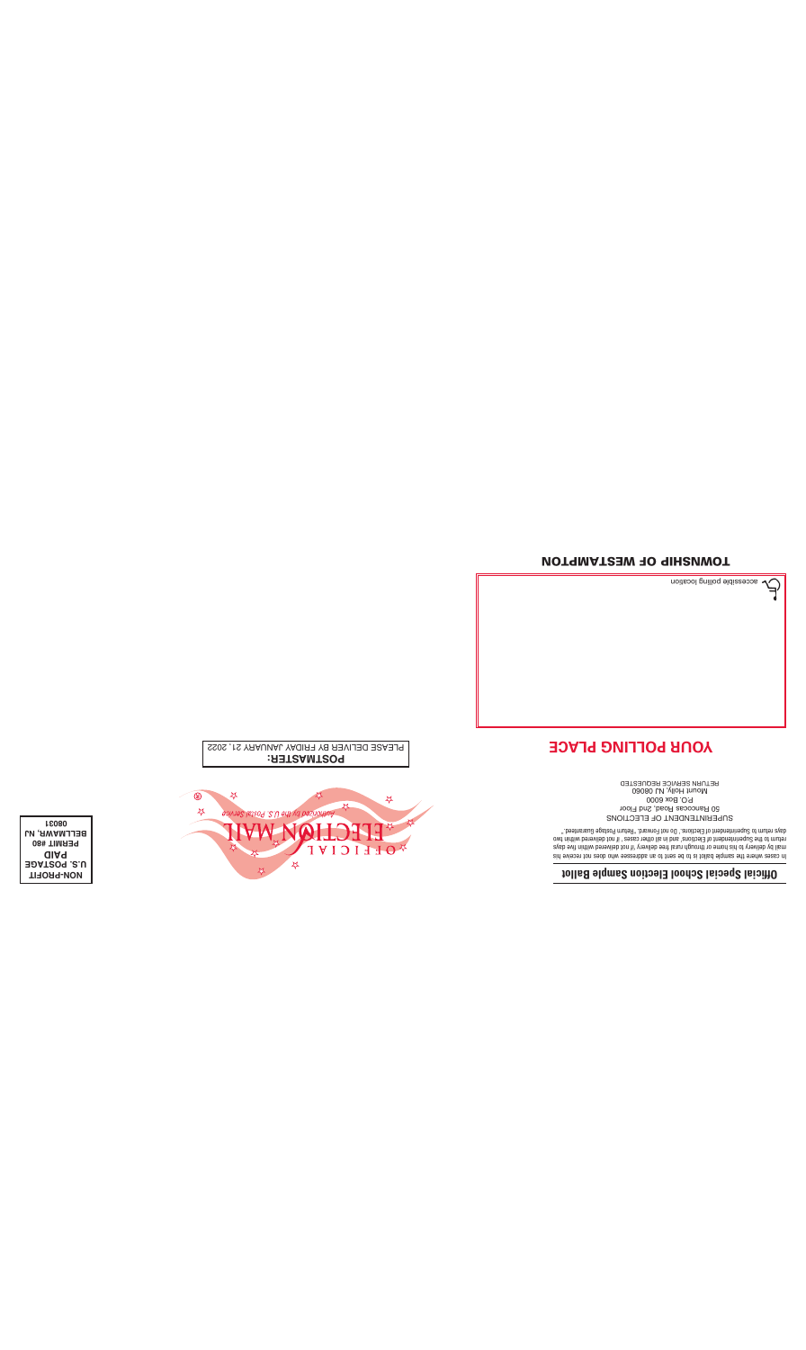**Official Special School Election Sample Ballot**

In cases where the sample ballot is to be sent to an addressee who does not receive his mail by delivery to his home or through rural free delivery 'If not delivered within five days return to the Superintendent of Elections' and in all other cases ' If not delivered within two days return to Superintendent of Elections.' Do not Forward. "Return Postage Guaranteed."

SUPERINTENDENT OF ELECTIONS
50 Rancocas Road, 2nd Floor
P.O. Box 6000
Mount Holly, NJ 08060
RETURN SERVICE REQUESTED

OFFICIAL ELECTION MAIL
Authorized by the U.S. Postal Service

NON-PROFIT
U.S. POSTAGE
PAID
PERMIT #80
BELLMAWR, NJ
08031

**POSTMASTER:**
PLEASE DELIVER BY FRIDAY JANUARY 21, 2022

## YOUR POLLING PLACE

accessible polling location

**TOWNSHIP OF WESTAMPTON**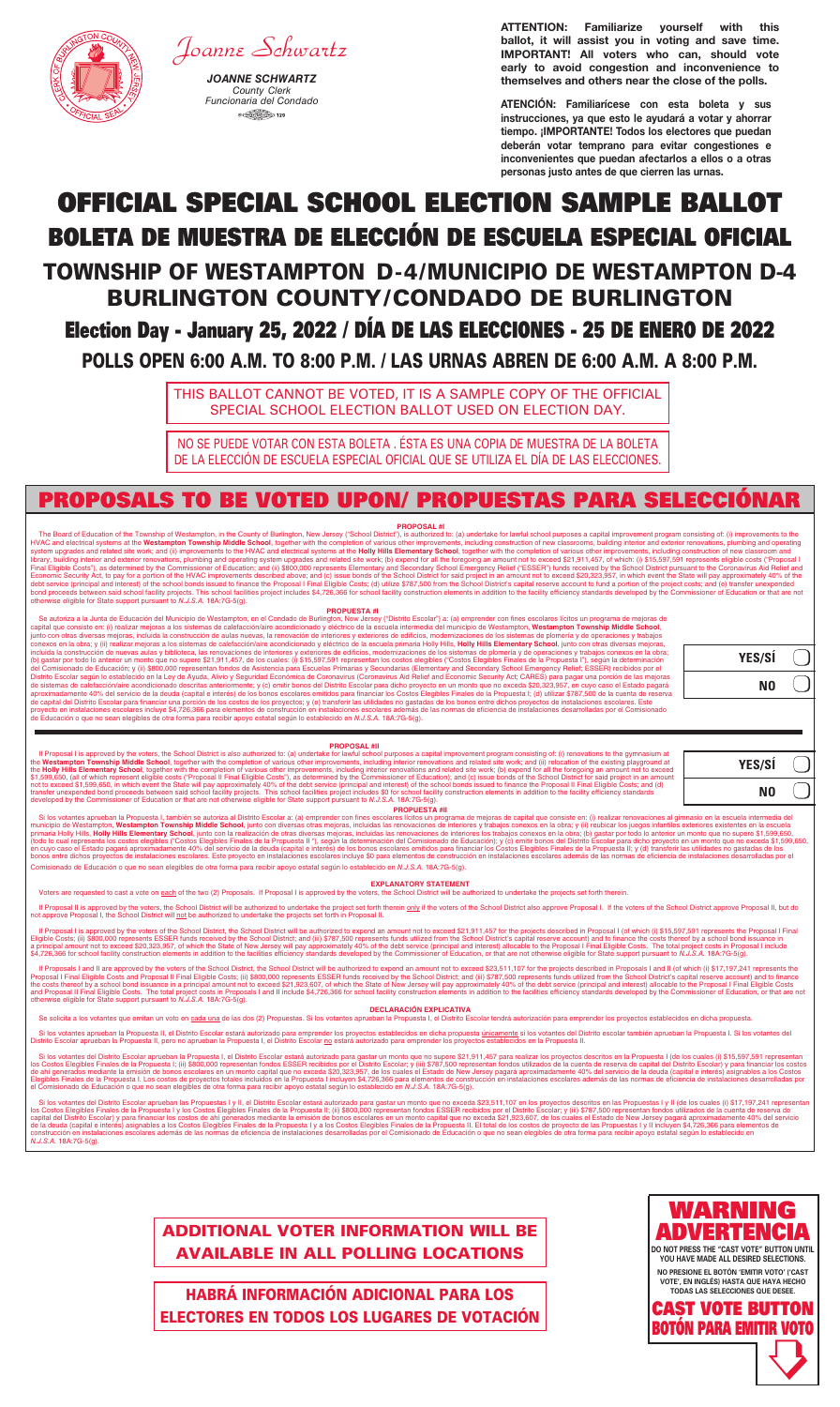Joanne Schwartz

*JOANNE SCHWARTZ*
*County Clerk*
*Funcionaria del Condado*

**ATTENTION: Familiarize yourself with this ballot, it will assist you in voting and save time. IMPORTANT! All voters who can, should vote early to avoid congestion and inconvenience to themselves and others near the close of the polls.**

**ATENCIÓN: Familiarícese con esta boleta y sus instrucciones, ya que esto le ayudará a votar y ahorrar tiempo. ¡IMPORTANTE! Todos los electores que puedan deberán votar temprano para evitar congestiones e inconvenientes que puedan afectarlos a ellos o a otras personas justo antes de que cierren las urnas.**

# OFFICIAL SPECIAL SCHOOL ELECTION SAMPLE BALLOT
# BOLETA DE MUESTRA DE ELECCIÓN DE ESCUELA ESPECIAL OFICIAL

## TOWNSHIP OF WESTAMPTON D-4/MUNICIPIO DE WESTAMPTON D-4
## BURLINGTON COUNTY/CONDADO DE BURLINGTON

## Election Day - January 25, 2022 / DÍA DE LAS ELECCIONES - 25 DE ENERO DE 2022

## POLLS OPEN 6:00 A.M. TO 8:00 P.M. / LAS URNAS ABREN DE 6:00 A.M. A 8:00 P.M.

THIS BALLOT CANNOT BE VOTED, IT IS A SAMPLE COPY OF THE OFFICIAL SPECIAL SCHOOL ELECTION BALLOT USED ON ELECTION DAY.

NO SE PUEDE VOTAR CON ESTA BOLETA . ÉSTA ES UNA COPIA DE MUESTRA DE LA BOLETA DE LA ELECCIÓN DE ESCUELA ESPECIAL OFICIAL QUE SE UTILIZA EL DÍA DE LAS ELECCIONES.

# PROPOSALS TO BE VOTED UPON/ PROPUESTAS PARA SELECCIÓNAR

### PROPOSAL #I

The Board of Education of the Township of Westampton, in the County of Burlington, New Jersey ("School District"), is authorized to: (a) undertake for lawful school purposes a capital improvement program consisting of: (i) improvements to the HVAC and electrical systems at the **Westampton Township Middle School**, together with the completion of various other improvements, including construction of new classrooms, building interior and exterior renovations, plumbing and operating system upgrades and related site work; and (ii) improvements to the HVAC and electrical systems at the **Holly Hills Elementary School**, together with the completion of various other improvements, including construction of new classroom and library, building interior and exterior renovations, plumbing and operating system upgrades and related site work; (b) expend for all the foregoing an amount not to exceed $21,911,457, of which: (i) $15,597,591 represents eligible costs ("Proposal I Final Eligible Costs"), as determined by the Commissioner of Education; and (ii) $800,000 represents Elementary and Secondary School Emergency Relief ("ESSER") funds received by the School District pursuant to the Coronavirus Aid Relief and Economic Security Act, to pay for a portion of the HVAC improvements described above; and (c) issue bonds of the School District for said project in an amount not to exceed $20,323,957, in which event the State will pay approximately 40% of the debt service (principal and interest) of the school bonds issued to finance the Proposal I Final Eligible Costs; (d) utilize $787,500 from the School District's capital reserve account to fund a portion of the project costs; and (e) transfer unexpended bond proceeds between said school facility projects. This school facilities project includes $4,726,366 for school facility construction elements in addition to the facility efficiency standards developed by the Commissioner of Education or that are not otherwise eligible for State support pursuant to *N.J.S.A.* 18A:7G-5(g).

### PROPUESTA #I

Se autoriza a la Junta de Educación del Municipio de Westampton, en el Condado de Burlington, New Jersey ("Distrito Escolar") a: (a) emprender con fines escolares lícitos un programa de mejoras de capital que consiste en: (i) realizar mejoras a los sistemas de calefacción/aire acondicionado y eléctrico de la escuela intermedia del municipio de Westampton, **Westampton Township Middle School**, junto con otras diversas mejoras, incluida la construcción de aulas nuevas, la renovación de interiores y exteriores de edificios, modernizaciones de los sistemas de plomería y de operaciones y trabajos conexos en la obra; y (ii) realizar mejoras a los sistemas de calefacción/aire acondicionado y eléctrico de la escuela primaria Holly Hills, **Holly Hills Elementary School**, junto con otras diversas mejoras, incluida la construcción de nuevas aulas y biblioteca, las renovaciones de interiores y exteriores de edificios, modernizaciones de los sistemas de plomería y de operaciones y trabajos conexos en la obra; (b) gastar por todo lo anterior un monto que no supere $21,911,457, de los cuales: (i) $15,597,591 representan los costos elegibles ("Costos Elegibles Finales de la Propuesta I"), según la determinación del Comisionado de Educación; y (ii) $800,000 representan fondos de Asistencia para Escuelas Primarias y Secundarias (Elementary and Secondary School Emergency Relief; ESSER) recibidos por el Distrito Escolar según lo establecido en la Ley de Ayuda, Alivio y Seguridad Económica de Coronavirus (Coronavirus Aid Relief and Economic Security Act; CARES) para pagar una porción de las mejoras de sistemas de calefacción/aire acondicionado descritas anteriormente; y (c) emitir bonos del Distrito Escolar para dicho proyecto en un monto que no exceda $20,323,957, en cuyo caso el Estado pagará aproximadamente 40% del servicio de la deuda (capital e interés) de los bonos escolares emitidos para financiar los Costos Elegibles Finales de la Propuesta I; (d) utilizar $787,500 de la cuenta de reserva de capital del Distrito Escolar para financiar una porción de los costos de los proyectos; y (e) transferir las utilidades no gastadas de los bonos entre dichos proyectos de instalaciones escolares. Este proyecto en instalaciones escolares incluye $4,726,366 para elementos de construcción en instalaciones escolares además de las normas de eficiencia de instalaciones desarrolladas por el Comisionado de Educación o que no sean elegibles de otra forma para recibir apoyo estatal según lo establecido en *N.J.S.A.* 18A:7G-5(g).

| | |
|---|---|
| **YES/SÍ** | ◯ |
| **NO** | ◯ |

### PROPOSAL #II

If Proposal I is approved by the voters, the School District is also authorized to: (a) undertake for lawful school purposes a capital improvement program consisting of: (i) renovations to the gymnasium at the **Westampton Township Middle School**, together with the completion of various other improvements, including interior renovations and related site work; and (ii) relocation of the existing playground at the **Holly Hills Elementary School**, together with the completion of various other improvements, including interior renovations and related site work; (b) expend for all the foregoing an amount not to exceed $1,599,650, (all of which represent eligible costs ("Proposal II Final Eligible Costs"), as determined by the Commissioner of Education); and (c) issue bonds of the School District for said project in an amount not to exceed $1,599,650, in which event the State will pay approximately 40% of the debt service (principal and interest) of the school bonds issued to finance the Proposal II Final Eligible Costs; and (d) transfer unexpended bond proceeds between said school facility projects. This school facilities project includes $0 for school facility construction elements in addition to the facility efficiency standards developed by the Commissioner of Education or that are not otherwise eligible for State support pursuant to *N.J.S.A.* 18A:7G-5(g).

### PROPUESTA #II

Si los votantes aprueban la Propuesta I, también se autoriza al Distrito Escolar a: (a) emprender con fines escolares lícitos un programa de mejoras de capital que consiste en: (i) realizar renovaciones al gimnasio en la escuela intermedia del municipio de Westampton, **Westampton Township Middle School**, junto con diversas otras mejoras, incluidas las renovaciones de interiores y trabajos conexos en la obra; y (ii) reubicar los juegos infantiles existentes en la escuela primaria Holly Hills, **Holly Hills Elementary School**, junto con la realización de otras diversas mejoras, incluidas las renovaciones de interiores los trabajos conexos en la obra; (b) gastar por todo lo anterior un monto que no supere $1,599,650, (todo lo cual representa los costos elegibles ("Costos Elegibles Finales de la Propuesta II"), según la determinación del Comisionado de Educación); y (c) emitir bonos del Distrito Escolar para dicho proyecto en un monto que no exceda $1,599,650, en cuyo caso el Estado pagará aproximadamente 40% del servicio de la deuda (capital e interés) de los bonos escolares emitidos para financiar los Costos Elegibles Finales de la Propuesta II; y (d) transferir las utilidades no gastadas de los bonos entre dichos proyectos de instalaciones escolares. Este proyecto en instalaciones escolares incluye $0 para elementos de construcción en instalaciones escolares además de las normas de eficiencia de instalaciones desarrolladas por el Comisionado de Educación o que no sean elegibles de otra forma para recibir apoyo estatal según lo establecido en *N.J.S.A.* 18A:7G-5(g).

| | |
|---|---|
| **YES/SÍ** | ◯ |
| **NO** | ◯ |

### EXPLANATORY STATEMENT

Voters are requested to cast a vote on each of the two (2) Proposals. If Proposal I is approved by the voters, the School District will be authorized to undertake the projects set forth therein.

If Proposal II is approved by the voters, the School District will be authorized to undertake the project set forth therein only if the voters of the School District also approve Proposal I. If the voters of the School District approve Proposal II, but do not approve Proposal I, the School District will not be authorized to undertake the projects set forth in Proposal II.

If Proposal I is approved by the voters of the School District, the School District will be authorized to expend an amount not to exceed $21,911,457 for the projects described in Proposal I (of which (i) $15,597,591 represents the Proposal I Final Eligible Costs; (ii) $800,000 represents ESSER funds received by the School District; and (iii) $787,500 represents funds utilized from the School District's capital reserve account) and to finance the costs thereof by a school bond issuance in a principal amount not to exceed $20,323,957, of which the State of New Jersey will pay approximately 40% of the debt service (principal and interest) allocable to the Proposal I Final Eligible Costs. The total project costs in Proposal I include $4,726,366 for school facility construction elements in addition to the facilities efficiency standards developed by the Commissioner of Education, or that are not otherwise eligible for State support pursuant to *N.J.S.A.* 18A:7G-5(g).

If Proposals I and II are approved by the voters of the School District, the School District will be authorized to expend an amount not to exceed $23,511,107 for the projects described in Proposals I and II (of which (i) $17,197,241 represents the Proposal I Final Eligible Costs and Proposal II Final Eligible Costs; (ii) $800,000 represents ESSER funds received by the School District; and (iii) $787,500 represents funds utilized from the School District's capital reserve account) and to finance the costs thereof by a school bond issuance in a principal amount not to exceed $21,923,607, of which the State of New Jersey will pay approximately 40% of the debt service (principal and interest) allocable to the Proposal I Final Eligible Costs and Proposal II Final Eligible Costs. The total project costs in Proposals I and II include $4,726,366 for school facility construction elements in addition to the facilities efficiency standards developed by the Commissioner of Education, or that are not otherwise eligible for State support pursuant to *N.J.S.A.* 18A:7G-5(g).

### DECLARACIÓN EXPLICATIVA

Se solicita a los votantes que emitan un voto en cada una de las dos (2) Propuestas. Si los votantes aprueban la Propuesta I, el Distrito Escolar tendrá autorización para emprender los proyectos establecidos en dicha propuesta.

Si los votantes aprueban la Propuesta II, el Distrito Escolar estará autorizado para emprender los proyectos establecidos en dicha propuesta únicamente si los votantes del Distrito Escolar también aprueban la Propuesta I. Si los votantes del Distrito Escolar aprueban la Propuesta II, pero no aprueban la Propuesta I, el Distrito Escolar no estará autorizado para emprender los proyectos establecidos en la Propuesta II.

Si los votantes del Distrito Escolar aprueban la Propuesta I, el Distrito Escolar estará autorizado para gastar un monto que no supere $21,911,457 para realizar los proyectos descritos en la Propuesta I (de los cuales (i) $15,597,591 representan los Costos Elegibles Finales de la Propuesta I; (ii) $800,000 representan fondos ESSER recibidos por el Distrito Escolar; y (iii) $787,500 representan fondos utilizados de la cuenta de reserva de capital del Distrito Escolar) y para financiar los costos de ahí generados mediante la emisión de bonos escolares en un monto capital que no exceda $20,323,957, de los cuales el Estado de New Jersey pagará aproximadamente 40% del servicio de la deuda (capital e interés) asignables a los Costos Elegibles Finales de la Propuesta I. Los costos de proyectos totales incluidos en la Propuesta I incluyen $4,726,366 para elementos de construcción en instalaciones escolares además de las normas de eficiencia de instalaciones desarrolladas por el Comisionado de Educación o que no sean elegibles de otra forma para recibir apoyo estatal según lo establecido en *N.J.S.A.* 18A:7G-5(g).

Si los votantes del Distrito Escolar aprueban las Propuestas I y II, el Distrito Escolar estará autorizado para gastar un monto que no exceda $23,511,107 en los proyectos descritos en las Propuestas I y II (de los cuales (i) $17,197,241 representan los Costos Elegibles Finales de la Propuesta I y los Costos Elegibles Finales de la Propuesta II; (ii) $800,000 representan fondos ESSER recibidos por el Distrito Escolar; y (iii) $787,500 representan fondos utilizados de la cuenta de reserva de capital del Distrito Escolar) y para financiar los costos de ahí generados mediante la emisión de bonos escolares en un monto capital que no exceda $21,923,607, de los cuales el Estado de New Jersey pagará aproximadamente 40% del servicio de la deuda (capital e interés) asignables a los Costos Elegibles Finales de la Propuesta I y a los Costos Elegibles Finales de la Propuesta II. El total de los costos de proyecto de las Propuestas I y II incluyen $4,726,366 para elementos de construcción en instalaciones escolares además de las normas de eficiencia de instalaciones desarrolladas por el Comisionado de Educación o que no sean elegibles de otra forma para recibir apoyo estatal según lo establecido en *N.J.S.A.* 18A:7G-5(g).

**ADDITIONAL VOTER INFORMATION WILL BE AVAILABLE IN ALL POLLING LOCATIONS**

**HABRÁ INFORMACIÓN ADICIONAL PARA LOS ELECTORES EN TODOS LOS LUGARES DE VOTACIÓN**

**WARNING**
**ADVERTENCIA**

**DO NOT PRESS THE "CAST VOTE" BUTTON UNTIL YOU HAVE MADE ALL DESIRED SELECTIONS.**

**NO PRESIONE EL BOTÓN 'EMITIR VOTO' ("CAST VOTE', EN INGLÉS) HASTA QUE HAYA HECHO TODAS LAS SELECCIONES QUE DESEE.**

**CAST VOTE BUTTON**
**BOTÓN PARA EMITIR VOTO**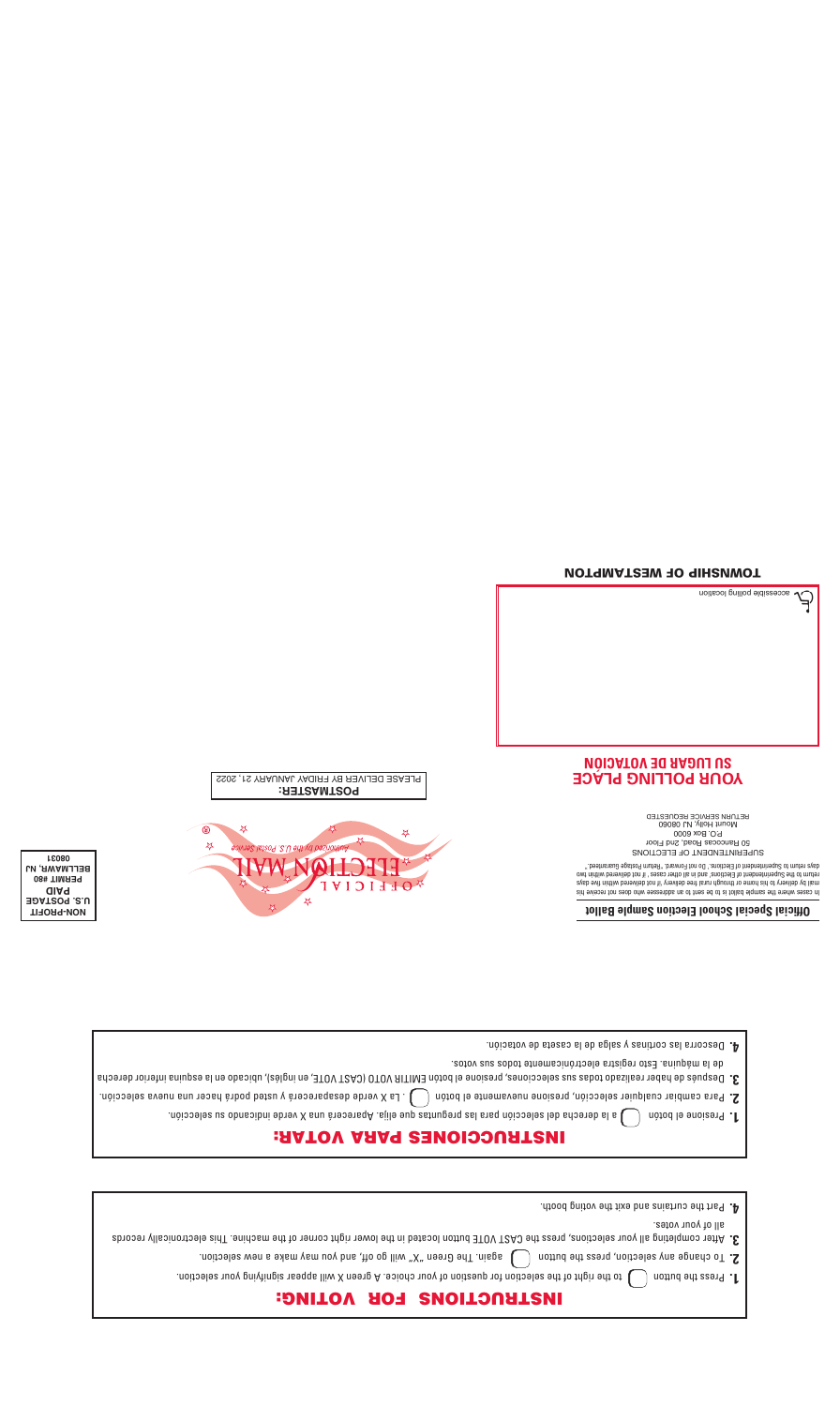## Official Special School Election Sample Ballot

In cases where the sample ballot is to be sent to an addressee who does not receive his mail by delivery to his home or through rural free delivery 'if not delivered within five days return to the Superintendent of Elections' and in all other cases ' if not delivered within two days return to Superintendent of Elections.' Do not Forward. 'Return Postage Guaranteed.'

SUPERINTENDENT OF ELECTIONS
50 Rancocas Road, 2nd Floor
P.O. Box 6000
Mount Holly, NJ 08060
RETURN SERVICE REQUESTED

OFFICIAL ELECTION MAIL
Authorized by the U.S. Postal Service

NON-PROFIT
U.S. POSTAGE
PAID
PERMIT #80
BELLMAWR, NJ
08031

**POSTMASTER:**
PLEASE DELIVER BY FRIDAY JANUARY 21, 2022

## YOUR POLLING PLACE
## SU LUGAR DE VOTACIÓN

accessible polling location

**TOWNSHIP OF WESTAMPTON**

## INSTRUCTIONS FOR VOTING:

**1.** Press the button ( ) to the right of the selection for question of your choice. A green X will appear signifying your selection.

**2.** To change any selection, press the button ( ) again. The Green "X" will go off, and you may make a new selection.

**3.** After completing all your selections, press the CAST VOTE button located in the lower right corner of the machine. This electronically records all of your votes.

**4.** Part the curtains and exit the voting booth.

## INSTRUCCIONES PARA VOTAR:

**1.** Presione el botón ( ) a la derecha del selección para las preguntas que elija. Aparecerá una X verde indicando su selección.

**2.** Para cambiar cualquier selección, presione nuevamente el botón ( ) . La X verde desaparecerá y usted podrá hacer una nueva selección.

**3.** Después de haber realizado todas sus selecciones, presione el botón EMITIR VOTO (CAST VOTE, en inglés), ubicado en la esquina inferior derecha de la máquina. Esto registra electrónicamente todos sus votos.

**4.** Descorra las cortinas y salga de la caseta de votación.